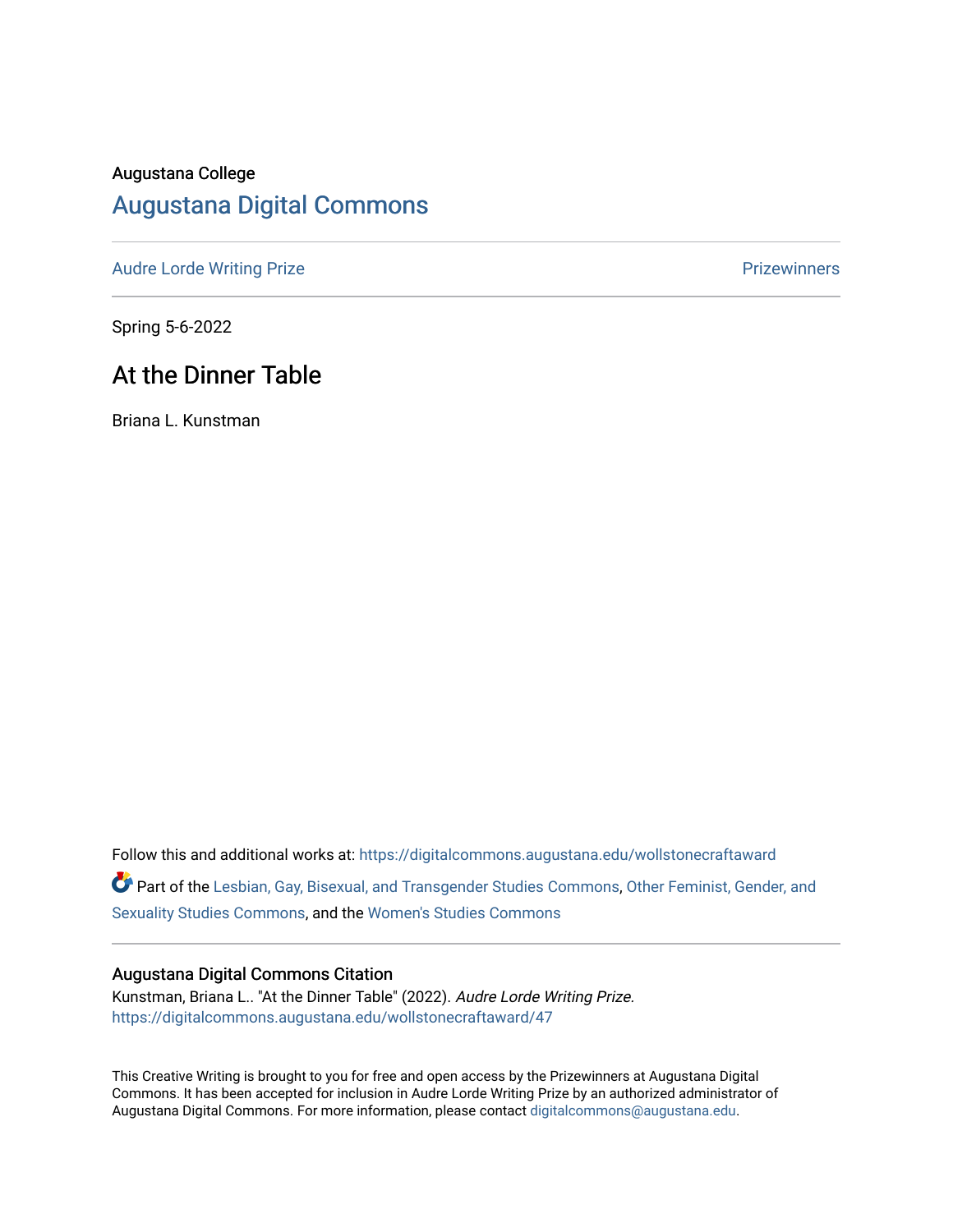Augustana College

## Augustana Digital Commons

Audre Lorde Writing Prize | Prizewinners

Spring 5-6-2022

# At the Dinner Table

Briana L. Kunstman

Follow this and additional works at: https://digitalcommons.augustana.edu/wollstonecraftaward

Part of the Lesbian, Gay, Bisexual, and Transgender Studies Commons, Other Feminist, Gender, and Sexuality Studies Commons, and the Women's Studies Commons

### Augustana Digital Commons Citation

Kunstman, Briana L.. "At the Dinner Table" (2022). *Audre Lorde Writing Prize.*
https://digitalcommons.augustana.edu/wollstonecraftaward/47

This Creative Writing is brought to you for free and open access by the Prizewinners at Augustana Digital Commons. It has been accepted for inclusion in Audre Lorde Writing Prize by an authorized administrator of Augustana Digital Commons. For more information, please contact digitalcommons@augustana.edu.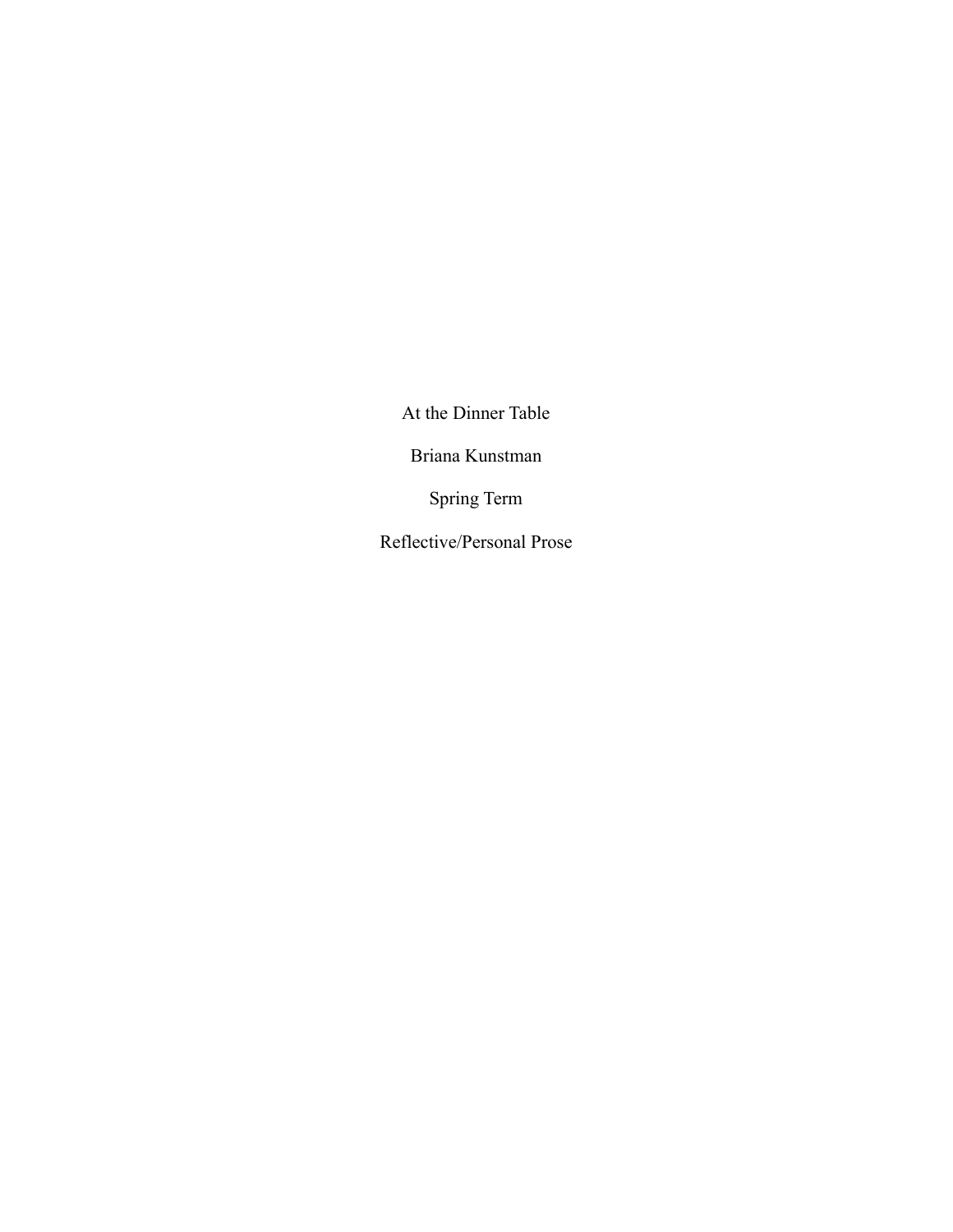# At the Dinner Table

Briana Kunstman

Spring Term

Reflective/Personal Prose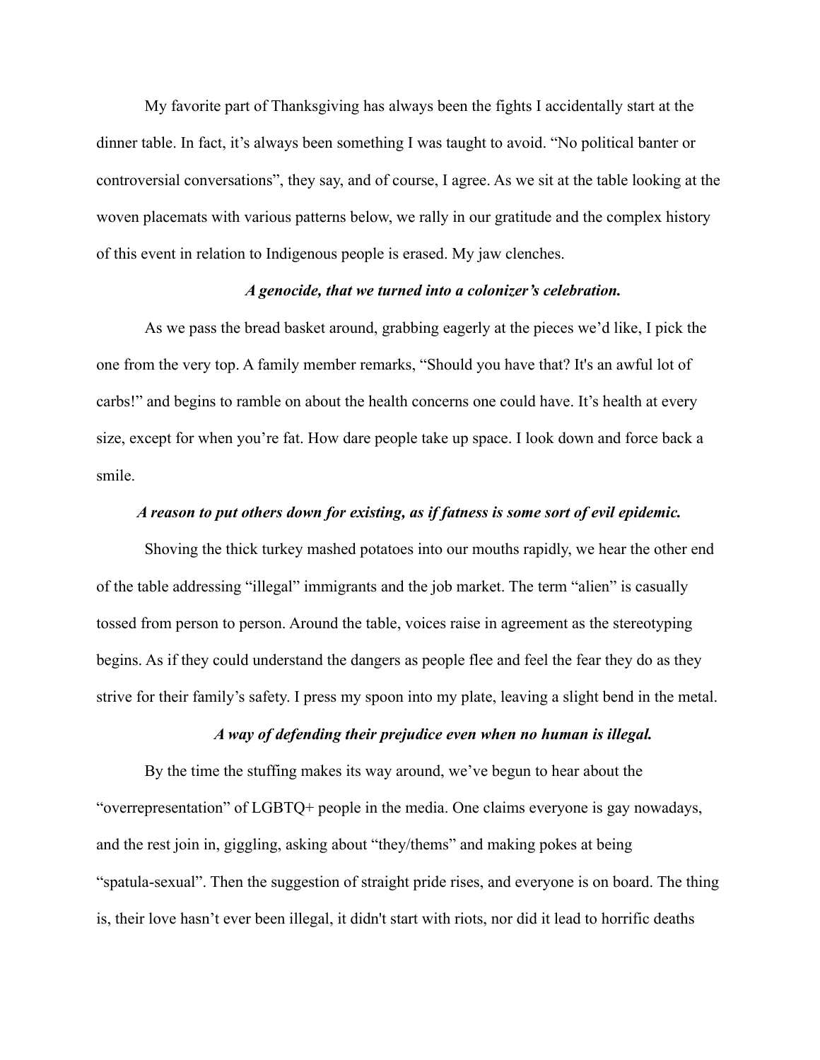My favorite part of Thanksgiving has always been the fights I accidentally start at the dinner table. In fact, it's always been something I was taught to avoid. "No political banter or controversial conversations", they say, and of course, I agree. As we sit at the table looking at the woven placemats with various patterns below, we rally in our gratitude and the complex history of this event in relation to Indigenous people is erased. My jaw clenches.

***A genocide, that we turned into a colonizer's celebration.***

As we pass the bread basket around, grabbing eagerly at the pieces we'd like, I pick the one from the very top. A family member remarks, "Should you have that? It's an awful lot of carbs!" and begins to ramble on about the health concerns one could have. It's health at every size, except for when you're fat. How dare people take up space. I look down and force back a smile.

***A reason to put others down for existing, as if fatness is some sort of evil epidemic.***

Shoving the thick turkey mashed potatoes into our mouths rapidly, we hear the other end of the table addressing "illegal" immigrants and the job market. The term "alien" is casually tossed from person to person. Around the table, voices raise in agreement as the stereotyping begins. As if they could understand the dangers as people flee and feel the fear they do as they strive for their family's safety. I press my spoon into my plate, leaving a slight bend in the metal.

***A way of defending their prejudice even when no human is illegal.***

By the time the stuffing makes its way around, we've begun to hear about the "overrepresentation" of LGBTQ+ people in the media. One claims everyone is gay nowadays, and the rest join in, giggling, asking about "they/thems" and making pokes at being "spatula-sexual". Then the suggestion of straight pride rises, and everyone is on board. The thing is, their love hasn't ever been illegal, it didn't start with riots, nor did it lead to horrific deaths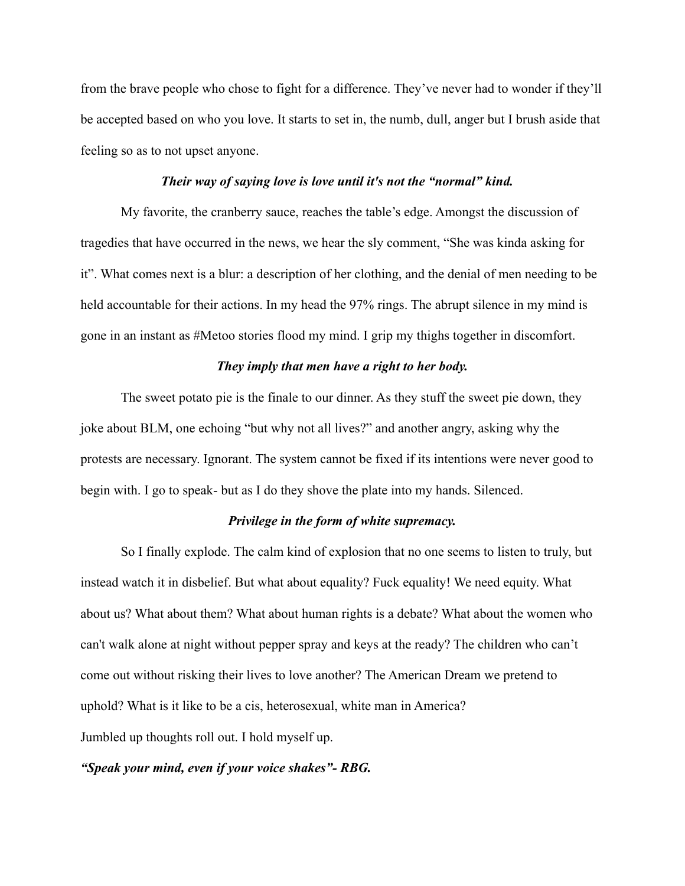from the brave people who chose to fight for a difference. They've never had to wonder if they'll be accepted based on who you love. It starts to set in, the numb, dull, anger but I brush aside that feeling so as to not upset anyone.

***Their way of saying love is love until it's not the "normal" kind.***

My favorite, the cranberry sauce, reaches the table's edge. Amongst the discussion of tragedies that have occurred in the news, we hear the sly comment, "She was kinda asking for it". What comes next is a blur: a description of her clothing, and the denial of men needing to be held accountable for their actions. In my head the 97% rings. The abrupt silence in my mind is gone in an instant as #Metoo stories flood my mind. I grip my thighs together in discomfort.

***They imply that men have a right to her body.***

The sweet potato pie is the finale to our dinner. As they stuff the sweet pie down, they joke about BLM, one echoing "but why not all lives?" and another angry, asking why the protests are necessary. Ignorant. The system cannot be fixed if its intentions were never good to begin with. I go to speak- but as I do they shove the plate into my hands. Silenced.

***Privilege in the form of white supremacy.***

So I finally explode. The calm kind of explosion that no one seems to listen to truly, but instead watch it in disbelief. But what about equality? Fuck equality! We need equity. What about us? What about them? What about human rights is a debate? What about the women who can't walk alone at night without pepper spray and keys at the ready? The children who can't come out without risking their lives to love another? The American Dream we pretend to uphold? What is it like to be a cis, heterosexual, white man in America?

Jumbled up thoughts roll out. I hold myself up.

***"Speak your mind, even if your voice shakes"- RBG.***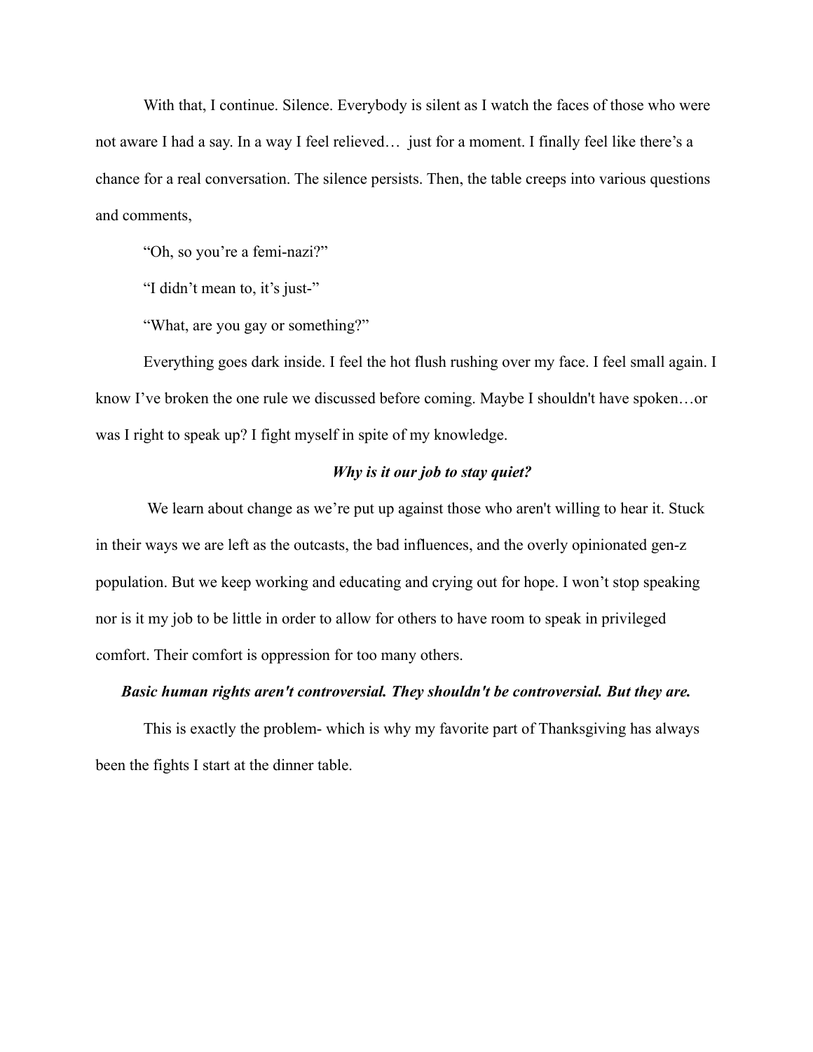With that, I continue. Silence. Everybody is silent as I watch the faces of those who were not aware I had a say. In a way I feel relieved… just for a moment. I finally feel like there's a chance for a real conversation. The silence persists. Then, the table creeps into various questions and comments,

"Oh, so you're a femi-nazi?"

"I didn't mean to, it's just-"

"What, are you gay or something?"

Everything goes dark inside. I feel the hot flush rushing over my face. I feel small again. I know I've broken the one rule we discussed before coming. Maybe I shouldn't have spoken…or was I right to speak up? I fight myself in spite of my knowledge.

***Why is it our job to stay quiet?***

We learn about change as we're put up against those who aren't willing to hear it. Stuck in their ways we are left as the outcasts, the bad influences, and the overly opinionated gen-z population. But we keep working and educating and crying out for hope. I won't stop speaking nor is it my job to be little in order to allow for others to have room to speak in privileged comfort. Their comfort is oppression for too many others.

***Basic human rights aren't controversial. They shouldn't be controversial. But they are.***

This is exactly the problem- which is why my favorite part of Thanksgiving has always been the fights I start at the dinner table.